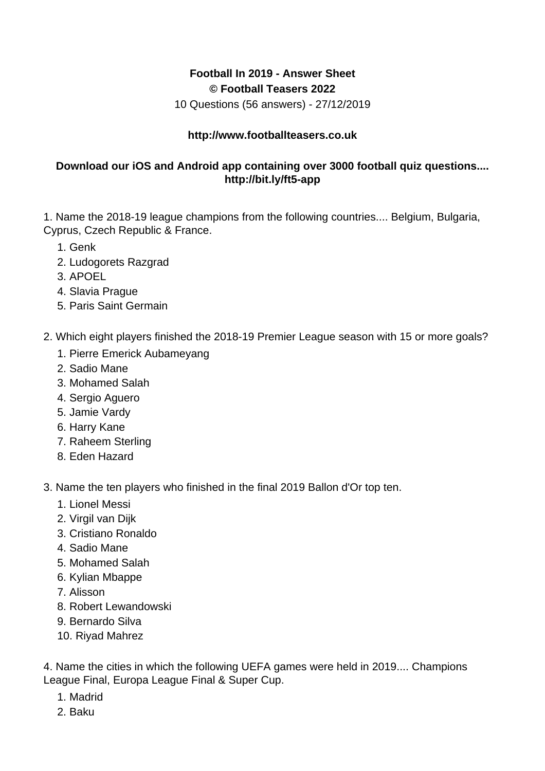**Football In 2019 - Answer Sheet**
**© Football Teasers 2022**
10 Questions (56 answers) - 27/12/2019

**http://www.footballteasers.co.uk**

**Download our iOS and Android app containing over 3000 football quiz questions.... http://bit.ly/ft5-app**

1. Name the 2018-19 league champions from the following countries.... Belgium, Bulgaria, Cyprus, Czech Republic & France.

    1. Genk
    2. Ludogorets Razgrad
    3. APOEL
    4. Slavia Prague
    5. Paris Saint Germain

2. Which eight players finished the 2018-19 Premier League season with 15 or more goals?

    1. Pierre Emerick Aubameyang
    2. Sadio Mane
    3. Mohamed Salah
    4. Sergio Aguero
    5. Jamie Vardy
    6. Harry Kane
    7. Raheem Sterling
    8. Eden Hazard

3. Name the ten players who finished in the final 2019 Ballon d'Or top ten.

    1. Lionel Messi
    2. Virgil van Dijk
    3. Cristiano Ronaldo
    4. Sadio Mane
    5. Mohamed Salah
    6. Kylian Mbappe
    7. Alisson
    8. Robert Lewandowski
    9. Bernardo Silva
    10. Riyad Mahrez

4. Name the cities in which the following UEFA games were held in 2019.... Champions League Final, Europa League Final & Super Cup.

    1. Madrid
    2. Baku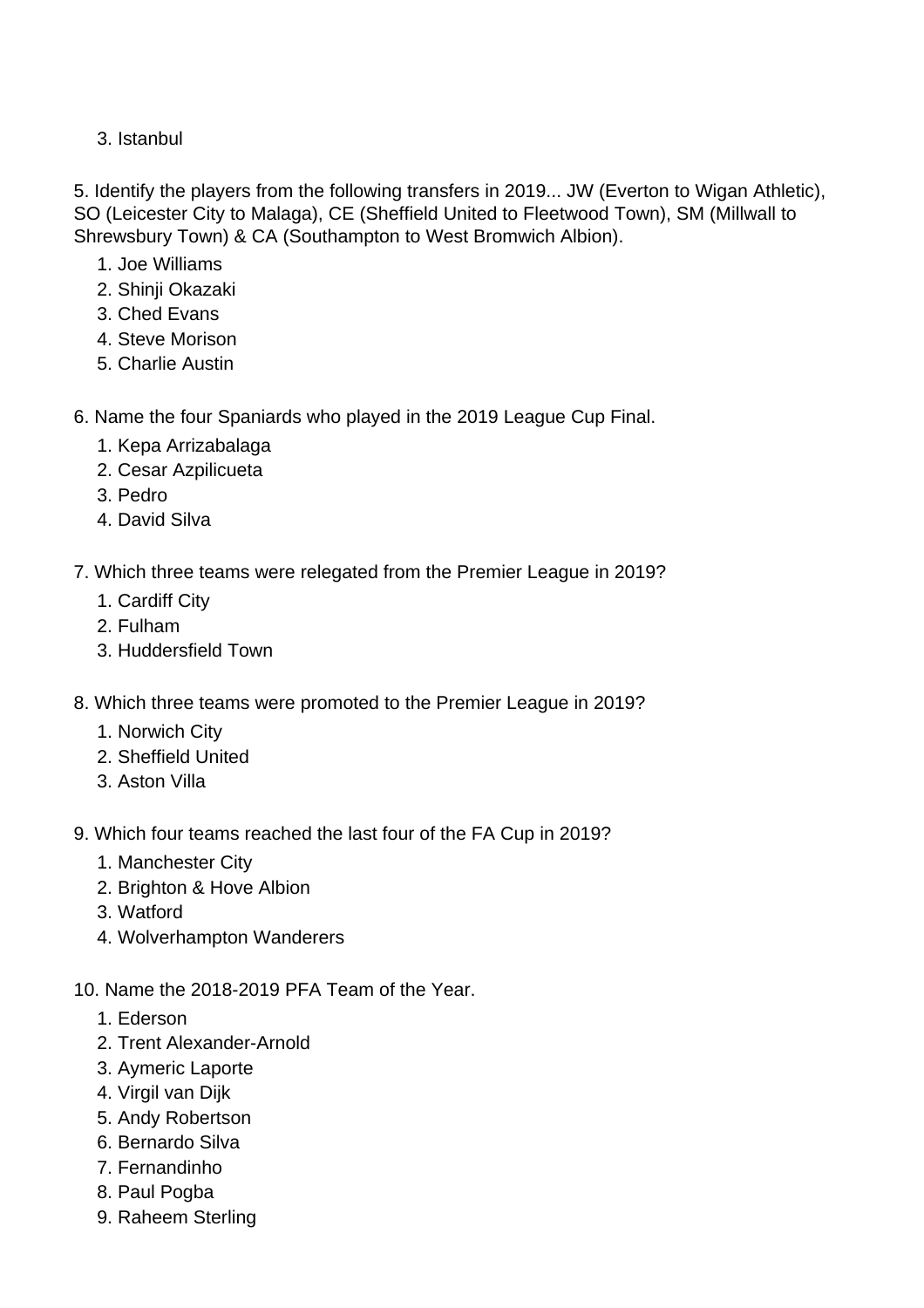3. Istanbul

5. Identify the players from the following transfers in 2019... JW (Everton to Wigan Athletic), SO (Leicester City to Malaga), CE (Sheffield United to Fleetwood Town), SM (Millwall to Shrewsbury Town) & CA (Southampton to West Bromwich Albion).

1. Joe Williams
2. Shinji Okazaki
3. Ched Evans
4. Steve Morison
5. Charlie Austin

6. Name the four Spaniards who played in the 2019 League Cup Final.

1. Kepa Arrizabalaga
2. Cesar Azpilicueta
3. Pedro
4. David Silva

7. Which three teams were relegated from the Premier League in 2019?

1. Cardiff City
2. Fulham
3. Huddersfield Town

8. Which three teams were promoted to the Premier League in 2019?

1. Norwich City
2. Sheffield United
3. Aston Villa

9. Which four teams reached the last four of the FA Cup in 2019?

1. Manchester City
2. Brighton & Hove Albion
3. Watford
4. Wolverhampton Wanderers

10. Name the 2018-2019 PFA Team of the Year.

1. Ederson
2. Trent Alexander-Arnold
3. Aymeric Laporte
4. Virgil van Dijk
5. Andy Robertson
6. Bernardo Silva
7. Fernandinho
8. Paul Pogba
9. Raheem Sterling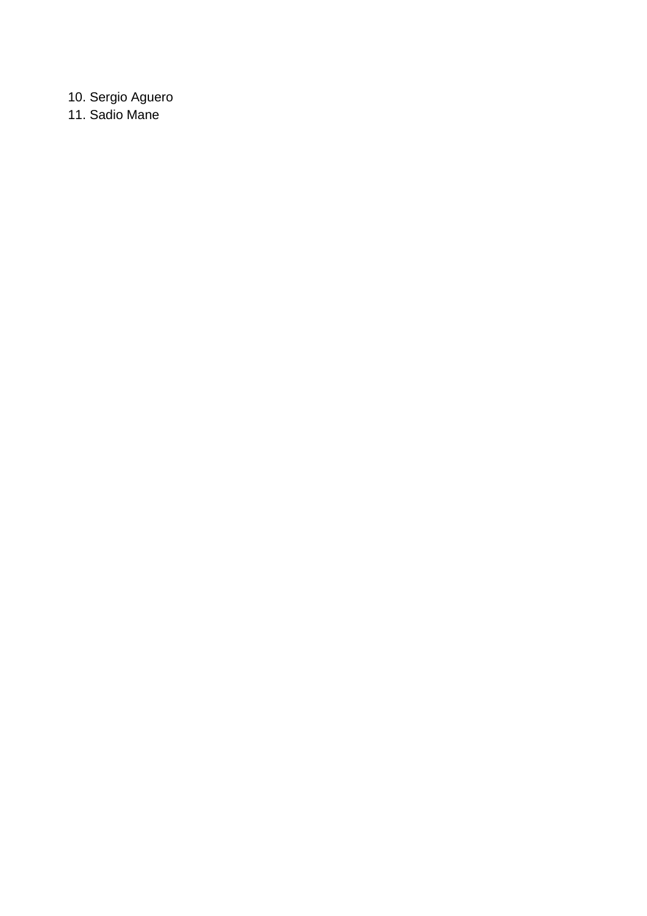10. Sergio Aguero
11. Sadio Mane